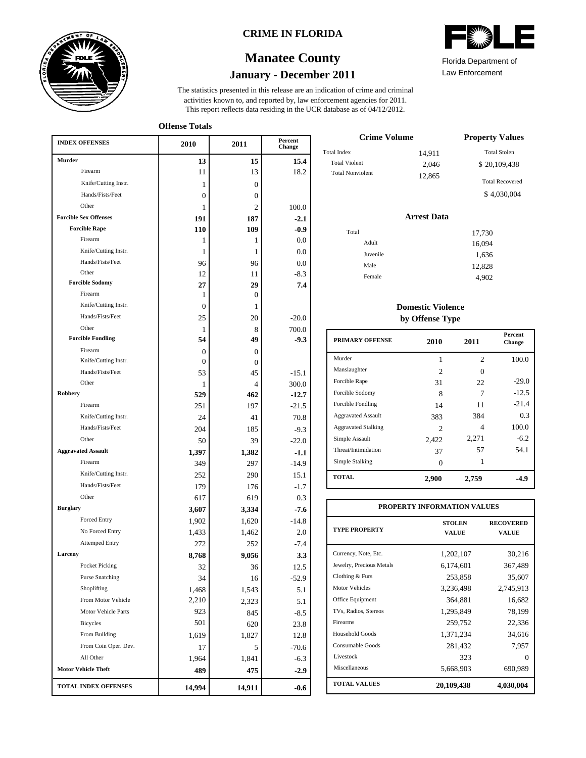# CRIME IN FLORIDA

## Manatee County

### January - December 2011

Florida Department of Law Enforcement

The statistics presented in this release are an indication of crime and criminal activities known to, and reported by, law enforcement agencies for 2011. This report reflects data residing in the UCR database as of 04/12/2012.

**Offense Totals**

| INDEX OFFENSES | 2010 | 2011 | Percent Change |
|---|---|---|---|
| **Murder** | **13** | **15** | **15.4** |
| Firearm | 11 | 13 | 18.2 |
| Knife/Cutting Instr. | 1 | 0 | |
| Hands/Fists/Feet | 0 | 0 | |
| Other | 1 | 2 | 100.0 |
| **Forcible Sex Offenses** | **191** | **187** | **-2.1** |
| **Forcible Rape** | **110** | **109** | **-0.9** |
| Firearm | 1 | 1 | 0.0 |
| Knife/Cutting Instr. | 1 | 1 | 0.0 |
| Hands/Fists/Feet | 96 | 96 | 0.0 |
| Other | 12 | 11 | -8.3 |
| **Forcible Sodomy** | **27** | **29** | **7.4** |
| Firearm | 1 | 0 | |
| Knife/Cutting Instr. | 0 | 1 | |
| Hands/Fists/Feet | 25 | 20 | -20.0 |
| Other | 1 | 8 | 700.0 |
| **Forcible Fondling** | **54** | **49** | **-9.3** |
| Firearm | 0 | 0 | |
| Knife/Cutting Instr. | 0 | 0 | |
| Hands/Fists/Feet | 53 | 45 | -15.1 |
| Other | 1 | 4 | 300.0 |
| **Robbery** | **529** | **462** | **-12.7** |
| Firearm | 251 | 197 | -21.5 |
| Knife/Cutting Instr. | 24 | 41 | 70.8 |
| Hands/Fists/Feet | 204 | 185 | -9.3 |
| Other | 50 | 39 | -22.0 |
| **Aggravated Assault** | **1,397** | **1,382** | **-1.1** |
| Firearm | 349 | 297 | -14.9 |
| Knife/Cutting Instr. | 252 | 290 | 15.1 |
| Hands/Fists/Feet | 179 | 176 | -1.7 |
| Other | 617 | 619 | 0.3 |
| **Burglary** | **3,607** | **3,334** | **-7.6** |
| Forced Entry | 1,902 | 1,620 | -14.8 |
| No Forced Entry | 1,433 | 1,462 | 2.0 |
| Attemped Entry | 272 | 252 | -7.4 |
| **Larceny** | **8,768** | **9,056** | **3.3** |
| Pocket Picking | 32 | 36 | 12.5 |
| Purse Snatching | 34 | 16 | -52.9 |
| Shoplifting | 1,468 | 1,543 | 5.1 |
| From Motor Vehicle | 2,210 | 2,323 | 5.1 |
| Motor Vehicle Parts | 923 | 845 | -8.5 |
| Bicycles | 501 | 620 | 23.8 |
| From Building | 1,619 | 1,827 | 12.8 |
| From Coin Oper. Dev. | 17 | 5 | -70.6 |
| All Other | 1,964 | 1,841 | -6.3 |
| **Motor Vehicle Theft** | **489** | **475** | **-2.9** |
| **TOTAL INDEX OFFENSES** | **14,994** | **14,911** | **-0.6** |

**Crime Volume**

| | |
|---|---|
| Total Index | 14,911 |
| Total Violent | 2,046 |
| Total Nonviolent | 12,865 |

**Property Values**

Total Stolen
$ 20,109,438

Total Recovered
$ 4,030,004

**Arrest Data**

| | |
|---|---|
| Total | 17,730 |
| Adult | 16,094 |
| Juvenile | 1,636 |
| Male | 12,828 |
| Female | 4,902 |

**Domestic Violence by Offense Type**

| PRIMARY OFFENSE | 2010 | 2011 | Percent Change |
|---|---|---|---|
| Murder | 1 | 2 | 100.0 |
| Manslaughter | 2 | 0 | |
| Forcible Rape | 31 | 22 | -29.0 |
| Forcible Sodomy | 8 | 7 | -12.5 |
| Forcible Fondling | 14 | 11 | -21.4 |
| Aggravated Assault | 383 | 384 | 0.3 |
| Aggravated Stalking | 2 | 4 | 100.0 |
| Simple Assault | 2,422 | 2,271 | -6.2 |
| Threat/Intimidation | 37 | 57 | 54.1 |
| Simple Stalking | 0 | 1 | |
| **TOTAL** | **2,900** | **2,759** | **-4.9** |

**PROPERTY INFORMATION VALUES**

| TYPE PROPERTY | STOLEN VALUE | RECOVERED VALUE |
|---|---|---|
| Currency, Note, Etc. | 1,202,107 | 30,216 |
| Jewelry, Precious Metals | 6,174,601 | 367,489 |
| Clothing & Furs | 253,858 | 35,607 |
| Motor Vehicles | 3,236,498 | 2,745,913 |
| Office Equipment | 364,881 | 16,682 |
| TVs, Radios, Stereos | 1,295,849 | 78,199 |
| Firearms | 259,752 | 22,336 |
| Household Goods | 1,371,234 | 34,616 |
| Consumable Goods | 281,432 | 7,957 |
| Livestock | 323 | 0 |
| Miscellaneous | 5,668,903 | 690,989 |
| **TOTAL VALUES** | **20,109,438** | **4,030,004** |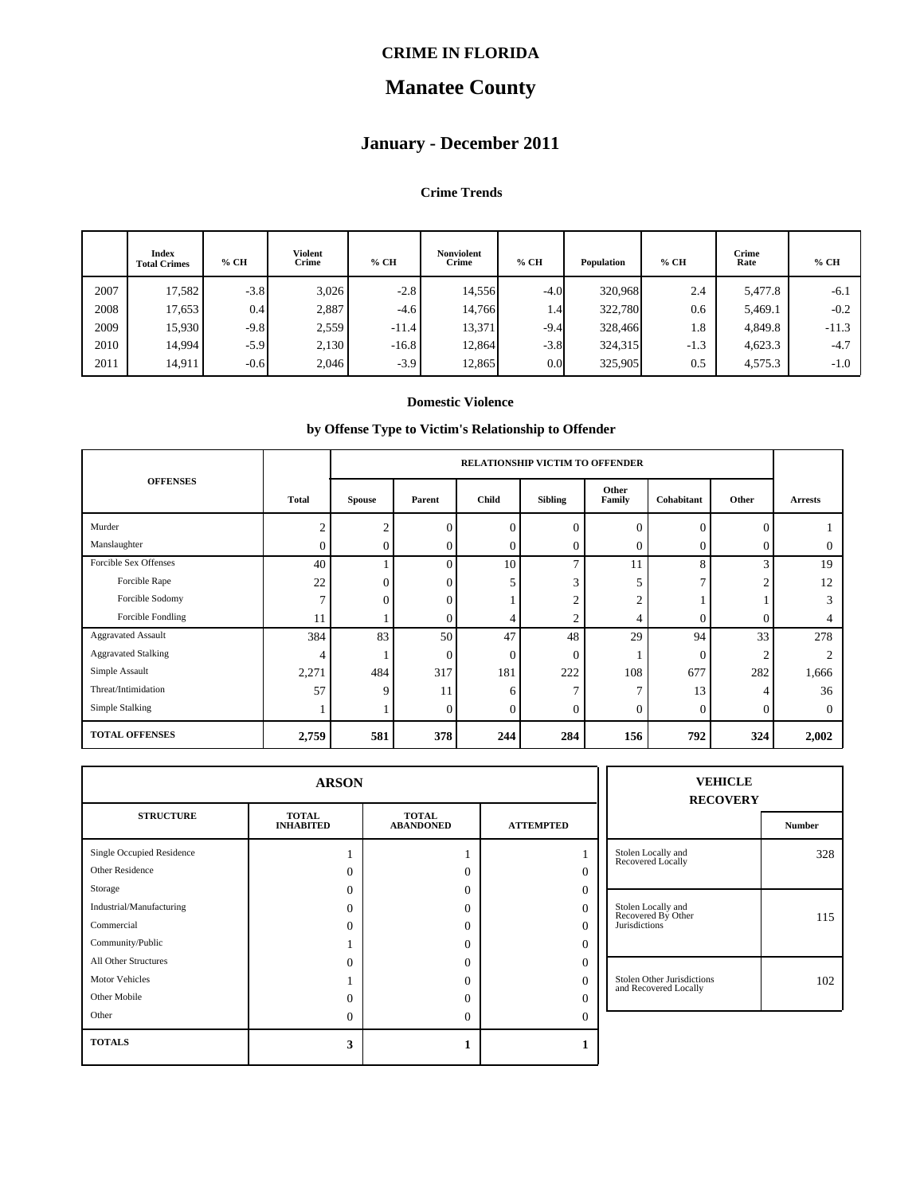**CRIME IN FLORIDA**

# Manatee County

## January - December 2011

### Crime Trends

| | Index Total Crimes | % CH | Violent Crime | % CH | Nonviolent Crime | % CH | Population | % CH | Crime Rate | % CH |
|---|---|---|---|---|---|---|---|---|---|---|
| 2007 | 17,582 | -3.8 | 3,026 | -2.8 | 14,556 | -4.0 | 320,968 | 2.4 | 5,477.8 | -6.1 |
| 2008 | 17,653 | 0.4 | 2,887 | -4.6 | 14,766 | 1.4 | 322,780 | 0.6 | 5,469.1 | -0.2 |
| 2009 | 15,930 | -9.8 | 2,559 | -11.4 | 13,371 | -9.4 | 328,466 | 1.8 | 4,849.8 | -11.3 |
| 2010 | 14,994 | -5.9 | 2,130 | -16.8 | 12,864 | -3.8 | 324,315 | -1.3 | 4,623.3 | -4.7 |
| 2011 | 14,911 | -0.6 | 2,046 | -3.9 | 12,865 | 0.0 | 325,905 | 0.5 | 4,575.3 | -1.0 |

### Domestic Violence

### by Offense Type to Victim's Relationship to Offender

| OFFENSES | Total | RELATIONSHIP VICTIM TO OFFENDER | | | | | | | Arrests |
|---|---|---|---|---|---|---|---|---|---|
| | | Spouse | Parent | Child | Sibling | Other Family | Cohabitant | Other | |
| Murder | 2 | 2 | 0 | 0 | 0 | 0 | 0 | 0 | 1 |
| Manslaughter | 0 | 0 | 0 | 0 | 0 | 0 | 0 | 0 | 0 |
| Forcible Sex Offenses | 40 | 1 | 0 | 10 | 7 | 11 | 8 | 3 | 19 |
| Forcible Rape | 22 | 0 | 0 | 5 | 3 | 5 | 7 | 2 | 12 |
| Forcible Sodomy | 7 | 0 | 0 | 1 | 2 | 2 | 1 | 1 | 3 |
| Forcible Fondling | 11 | 1 | 0 | 4 | 2 | 4 | 0 | 0 | 4 |
| Aggravated Assault | 384 | 83 | 50 | 47 | 48 | 29 | 94 | 33 | 278 |
| Aggravated Stalking | 4 | 1 | 0 | 0 | 0 | 1 | 0 | 2 | 2 |
| Simple Assault | 2,271 | 484 | 317 | 181 | 222 | 108 | 677 | 282 | 1,666 |
| Threat/Intimidation | 57 | 9 | 11 | 6 | 7 | 7 | 13 | 4 | 36 |
| Simple Stalking | 1 | 1 | 0 | 0 | 0 | 0 | 0 | 0 | 0 |
| **TOTAL OFFENSES** | **2,759** | **581** | **378** | **244** | **284** | **156** | **792** | **324** | **2,002** |

### ARSON

| STRUCTURE | TOTAL INHABITED | TOTAL ABANDONED | ATTEMPTED |
|---|---|---|---|
| Single Occupied Residence | 1 | 1 | 1 |
| Other Residence | 0 | 0 | 0 |
| Storage | 0 | 0 | 0 |
| Industrial/Manufacturing | 0 | 0 | 0 |
| Commercial | 0 | 0 | 0 |
| Community/Public | 1 | 0 | 0 |
| All Other Structures | 0 | 0 | 0 |
| Motor Vehicles | 1 | 0 | 0 |
| Other Mobile | 0 | 0 | 0 |
| Other | 0 | 0 | 0 |
| **TOTALS** | **3** | **1** | **1** |

### VEHICLE RECOVERY

| | Number |
|---|---|
| Stolen Locally and Recovered Locally | 328 |
| Stolen Locally and Recovered By Other Jurisdictions | 115 |
| Stolen Other Jurisdictions and Recovered Locally | 102 |